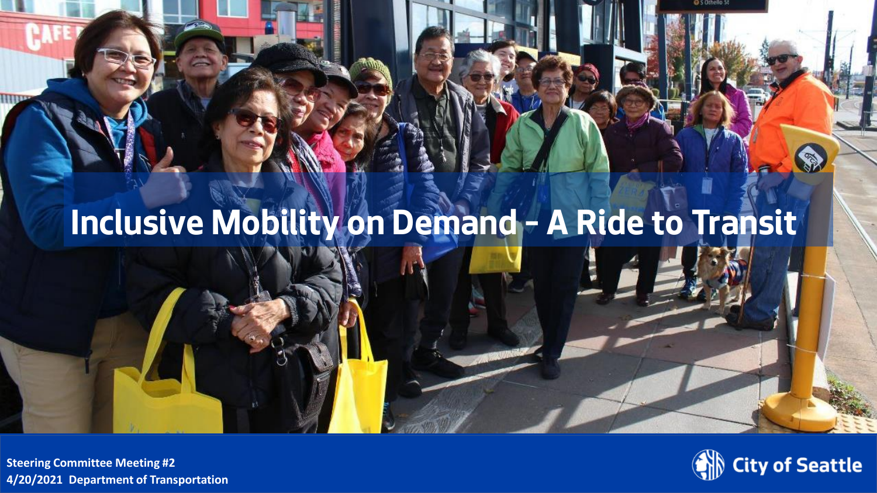# Inclusive Mobility on Demand - A Ride to Transit

**Steering Committee Meeting #2**
**4/20/2021 Department of Transportation**

City of Seattle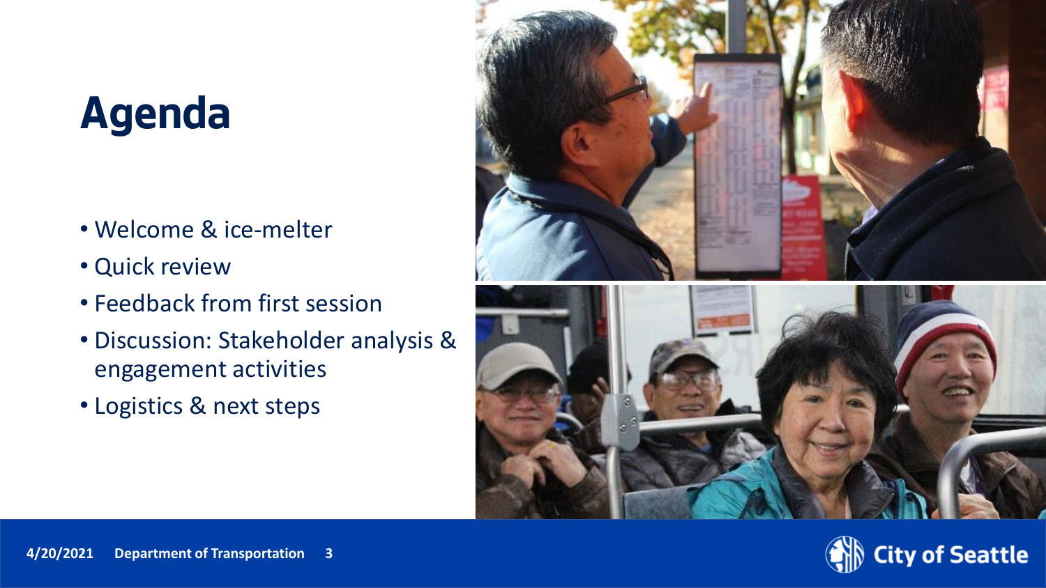# Agenda

- Welcome & ice-melter
- Quick review
- Feedback from first session
- Discussion: Stakeholder analysis & engagement activities
- Logistics & next steps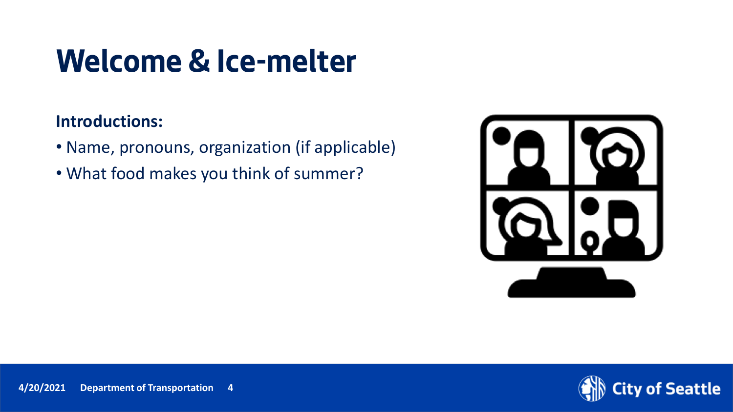# Welcome & Ice-melter

**Introductions:**

- Name, pronouns, organization (if applicable)
- What food makes you think of summer?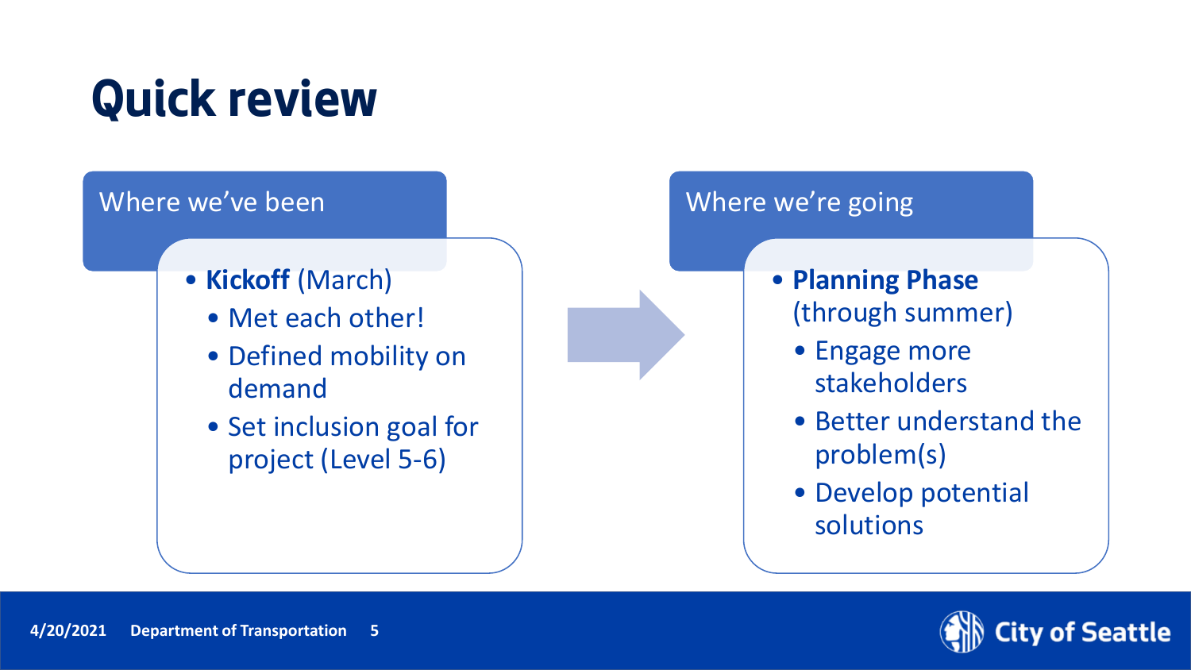# Quick review

## Where we've been

- **Kickoff** (March)
  - Met each other!
  - Defined mobility on demand
  - Set inclusion goal for project (Level 5-6)

## Where we're going

- **Planning Phase** (through summer)
  - Engage more stakeholders
  - Better understand the problem(s)
  - Develop potential solutions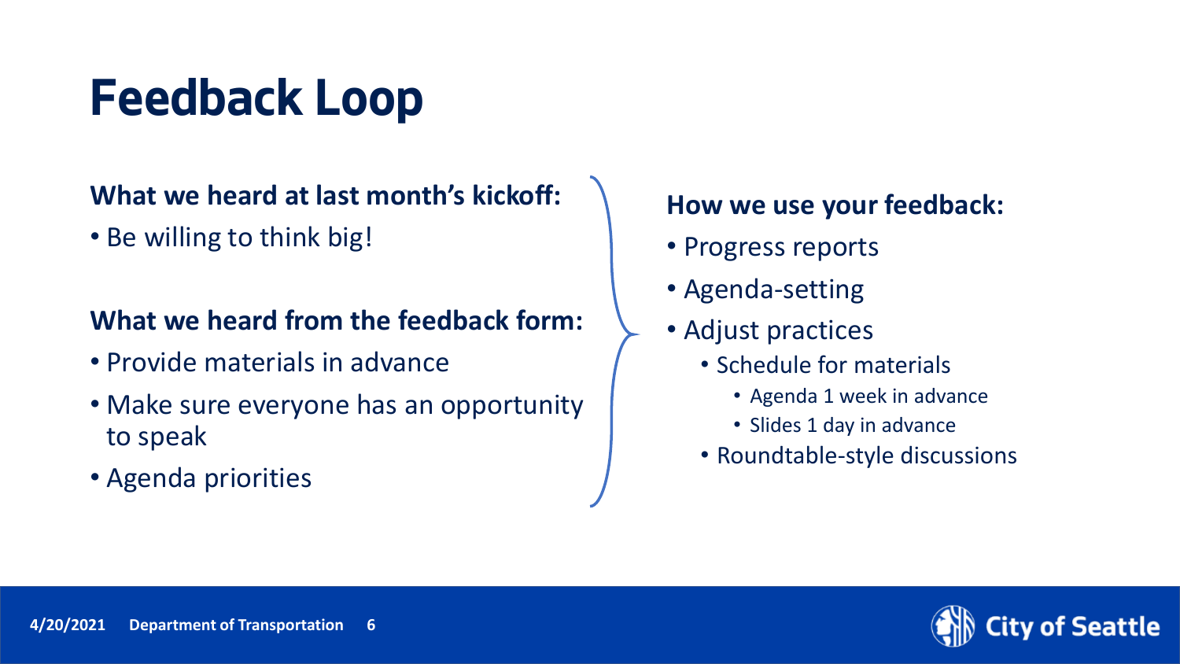# Feedback Loop

**What we heard at last month's kickoff:**

- Be willing to think big!

**What we heard from the feedback form:**

- Provide materials in advance
- Make sure everyone has an opportunity to speak
- Agenda priorities

**How we use your feedback:**

- Progress reports
- Agenda-setting
- Adjust practices
  - Schedule for materials
    - Agenda 1 week in advance
    - Slides 1 day in advance
  - Roundtable-style discussions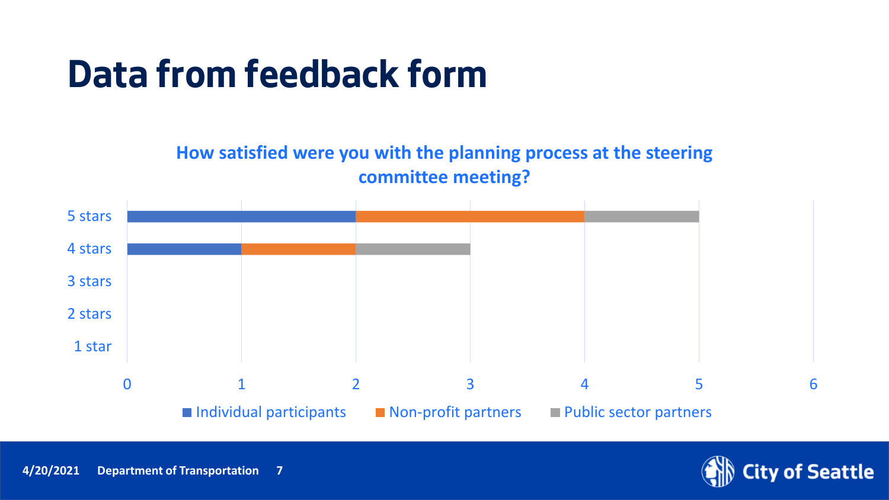# Data from feedback form

How satisfied were you with the planning process at the steering committee meeting?

5 stars
4 stars
3 stars
2 stars
1 star

0 1 2 3 4 5 6

Individual participants
Non-profit partners
Public sector partners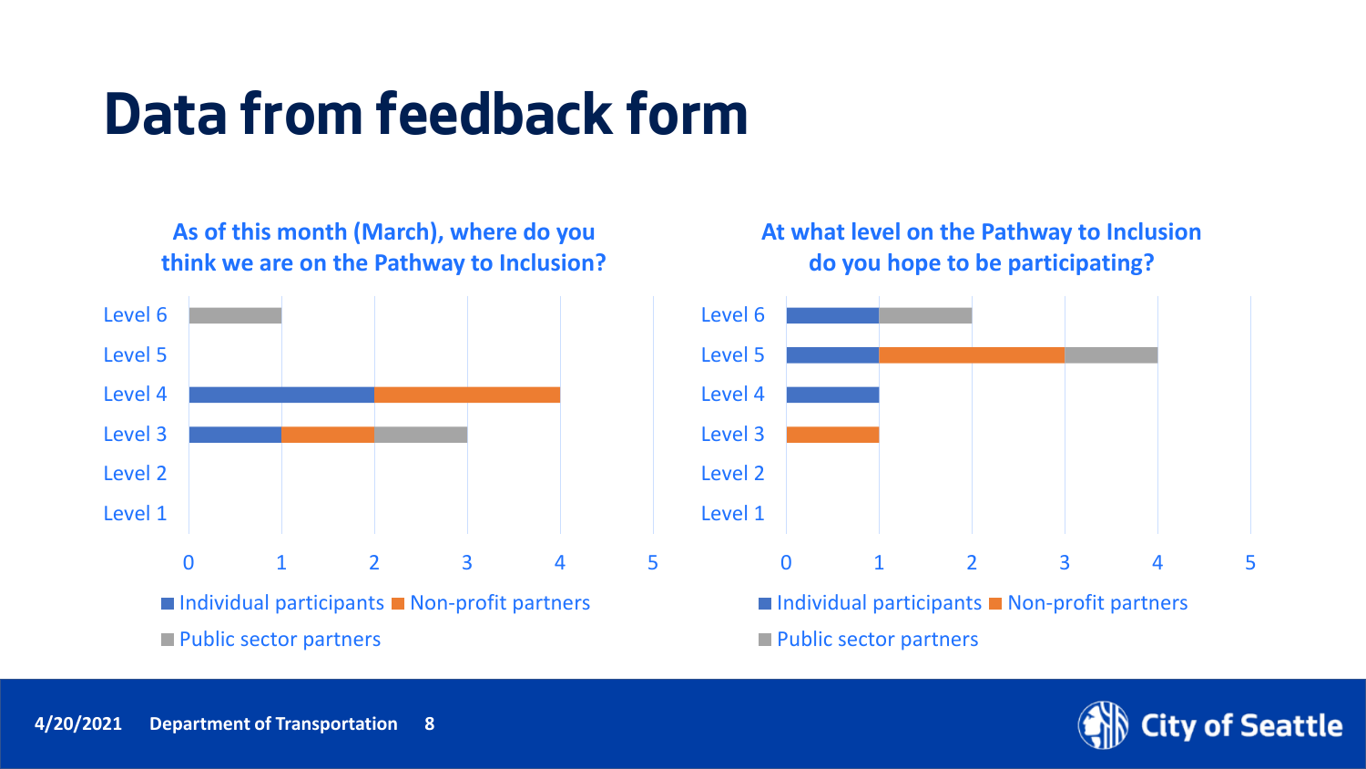# Data from feedback form

**As of this month (March), where do you think we are on the Pathway to Inclusion?**

Level 6
Level 5
Level 4
Level 3
Level 2
Level 1

0 1 2 3 4 5

Individual participants
Non-profit partners
Public sector partners

**At what level on the Pathway to Inclusion do you hope to be participating?**

Level 6
Level 5
Level 4
Level 3
Level 2
Level 1

0 1 2 3 4 5

Individual participants
Non-profit partners
Public sector partners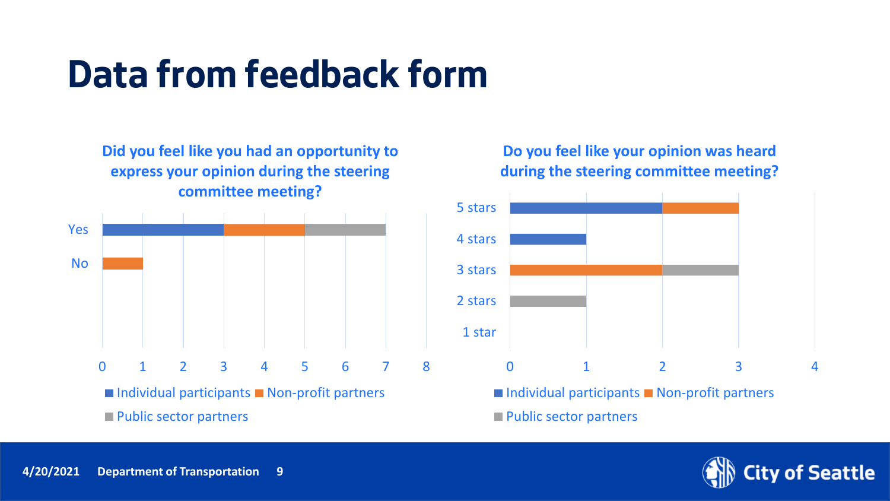# Data from feedback form

### Did you feel like you had an opportunity to express your opinion during the steering committee meeting?

| Response | Individual participants | Non-profit partners | Public sector partners |
| --- | --- | --- | --- |
| Yes | 3 | 2 | 2 |
| No | 0 | 1 | 0 |

### Do you feel like your opinion was heard during the steering committee meeting?

| Rating | Individual participants | Non-profit partners | Public sector partners |
| --- | --- | --- | --- |
| 5 stars | 2 | 1 | 0 |
| 4 stars | 1 | 0 | 0 |
| 3 stars | 0 | 2 | 1 |
| 2 stars | 0 | 0 | 1 |
| 1 star | 0 | 0 | 0 |

4/20/2021 Department of Transportation

City of Seattle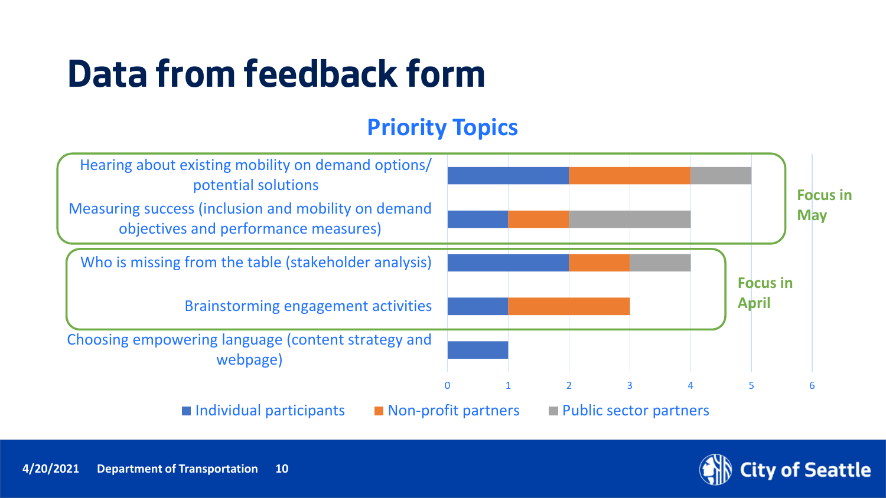# Data from feedback form

## Priority Topics

| Topic | Individual participants | Non-profit partners | Public sector partners | Focus |
|---|---|---|---|---|
| Hearing about existing mobility on demand options/ potential solutions | 2 | 2 | 1 | Focus in May |
| Measuring success (inclusion and mobility on demand objectives and performance measures) | 1 | 1 | 2 | Focus in May |
| Who is missing from the table (stakeholder analysis) | 2 | 1 | 1 | Focus in April |
| Brainstorming engagement activities | 1 | 2 | | Focus in April |
| Choosing empowering language (content strategy and webpage) | 1 | | | |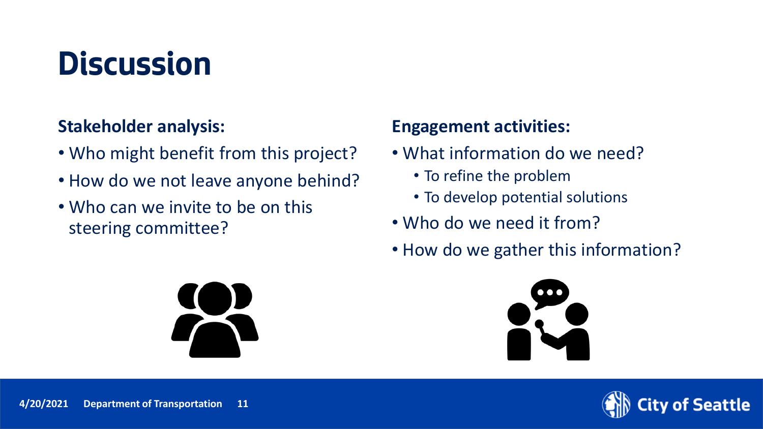# Discussion

**Stakeholder analysis:**

- Who might benefit from this project?
- How do we not leave anyone behind?
- Who can we invite to be on this steering committee?

**Engagement activities:**

- What information do we need?
  - To refine the problem
  - To develop potential solutions
- Who do we need it from?
- How do we gather this information?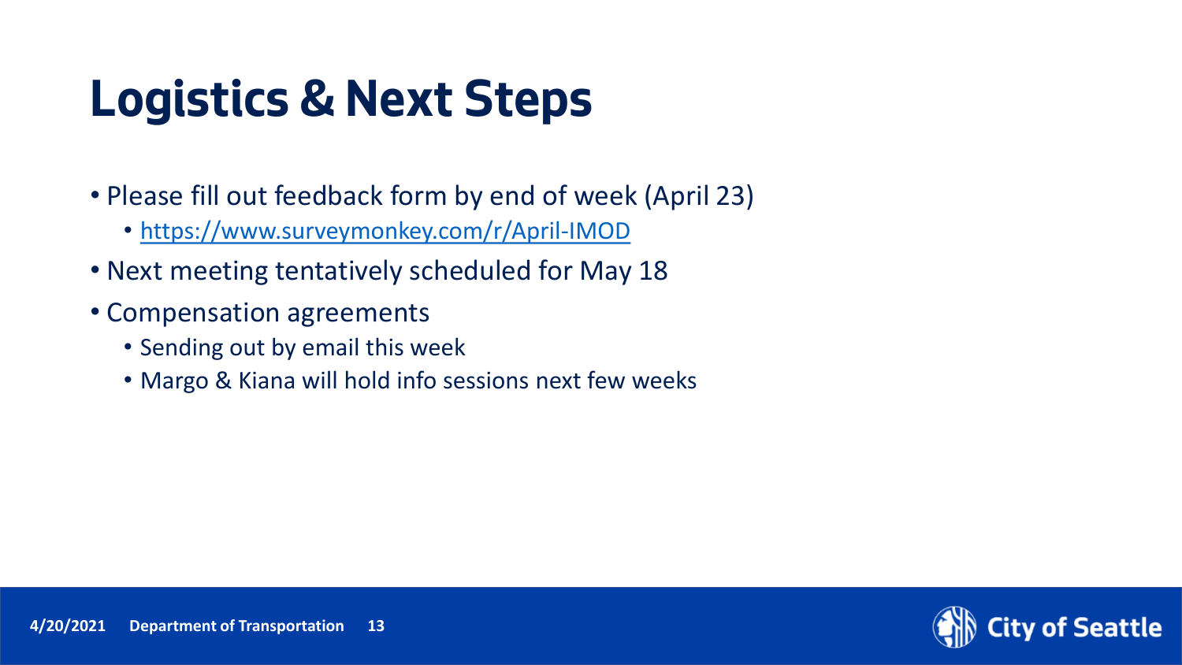# Logistics & Next Steps

- Please fill out feedback form by end of week (April 23)
  - https://www.surveymonkey.com/r/April-IMOD
- Next meeting tentatively scheduled for May 18
- Compensation agreements
  - Sending out by email this week
  - Margo & Kiana will hold info sessions next few weeks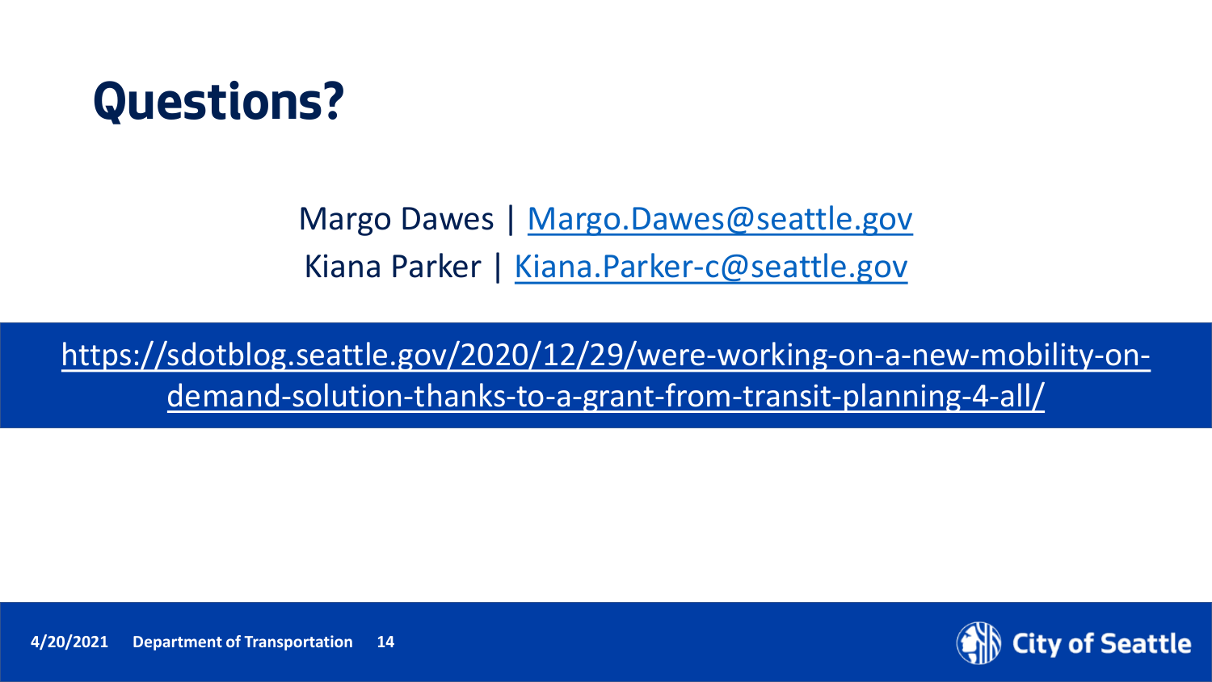# Questions?

Margo Dawes | Margo.Dawes@seattle.gov

Kiana Parker | Kiana.Parker-c@seattle.gov

https://sdotblog.seattle.gov/2020/12/29/were-working-on-a-new-mobility-on-demand-solution-thanks-to-a-grant-from-transit-planning-4-all/